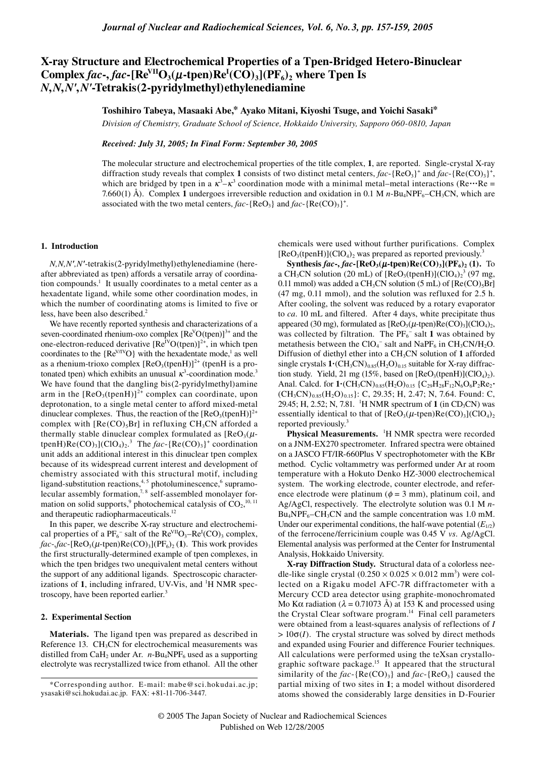# X-ray Structure and Electrochemical Properties of a Tpen-Bridged Hetero-Binuclear Complex *fac*-, *fac*-[$Re^{VII}O_3(\mu$-tpen)$Re^{I}(CO)_3](PF_6)_2$ where Tpen Is *N*,*N*,*N*′,*N*′-Tetrakis(2-pyridylmethyl)ethylenediamine

**Toshihiro Tabeya, Masaaki Abe,* Ayako Mitani, Kiyoshi Tsuge, and Yoichi Sasaki***

*Division of Chemistry, Graduate School of Science, Hokkaido University, Sapporo 060-0810, Japan*

*Received: July 31, 2005; In Final Form: September 30, 2005*

The molecular structure and electrochemical properties of the title complex, **1**, are reported. Single-crystal X-ray diffraction study reveals that complex **1** consists of two distinct metal centers, *fac*-$\{ReO_3\}^+$ and *fac*-$\{Re(CO)_3\}^+$, which are bridged by tpen in a $\kappa^3$–$\kappa^3$ coordination mode with a minimal metal–metal interactions (Re⋯Re = 7.660(1) Å). Complex **1** undergoes irreversible reduction and oxidation in 0.1 M *n*-$Bu_4NPF_6$–$CH_3CN$, which are associated with the two metal centers, *fac*-$\{ReO_3\}$ and *fac*-$\{Re(CO)_3\}^+$.

## 1. Introduction

*N*,*N*,*N*′,*N*′-tetrakis(2-pyridylmethyl)ethylenediamine (hereafter abbreviated as tpen) affords a versatile array of coordination compounds.[1] It usually coordinates to a metal center as a hexadentate ligand, while some other coordination modes, in which the number of coordinating atoms is limited to five or less, have been also described.[2]

We have recently reported synthesis and characterizations of a seven-coordinated rhenium-oxo complex $[Re^{V}O(tpen)]^{3+}$ and the one-electron-reduced derivative $[Re^{IV}O(tpen)]^{2+}$, in which tpen coordinates to the $\{Re^{V/IV}O\}$ with the hexadentate mode,[1] as well as a rhenium-trioxo complex $[ReO_3(tpenH)]^{2+}$ (tpenH is a protonated tpen) which exhibits an unusual $\kappa^3$-coordination mode.[3] We have found that the dangling bis(2-pyridylmethyl)amine arm in the $[ReO_3(tpenH)]^{2+}$ complex can coordinate, upon deprotonation, to a single metal center to afford mixed-metal dinuclear complexes. Thus, the reaction of the $[ReO_3(tpenH)]^{2+}$ complex with $[Re(CO)_5Br]$ in refluxing $CH_3CN$ afforded a thermally stable dinuclear complex formulated as $[ReO_3(\mu$-tpenH$)Re(CO)_3](ClO_4)_2$.[3] The *fac*-$\{Re(CO)_3\}^+$ coordination unit adds an additional interest in this dinuclear tpen complex because of its widespread current interest and development of chemistry associated with this structural motif, including ligand-substitution reactions,[4, 5] photoluminescence,[6] supramolecular assembly formation,[7, 8] self-assembled monolayer formation on solid supports,[9] photochemical catalysis of $CO_2$,[10, 11] and therapeutic radiopharmaceuticals.[12]

In this paper, we describe X-ray structure and electrochemical properties of a $PF_6^-$ salt of the $Re^{VII}O_3$–$Re^{I}(CO)_3$ complex, *fac*-,*fac*-$[ReO_3(\mu$-tpen$)Re(CO)_3](PF_6)_2$ (**1**). This work provides the first structurally-determined example of tpen complexes, in which the tpen bridges two unequivalent metal centers without the support of any additional ligands. Spectroscopic characterizations of **1**, including infrared, UV-Vis, and $^1$H NMR spectroscopy, have been reported earlier.[3]

## 2. Experimental Section

**Materials.** The ligand tpen was prepared as described in Reference 13. $CH_3CN$ for electrochemical measurements was distilled from $CaH_2$ under Ar. *n*-$Bu_4NPF_6$ used as a supporting electrolyte was recrystallized twice from ethanol. All the other chemicals were used without further purifications. Complex $[ReO_3(tpenH)](ClO_4)_2$ was prepared as reported previously.[3]

**Synthesis *fac*-, *fac*-$[ReO_3(\mu$-tpen$)Re(CO)_3](PF_6)_2$ (1).** To a $CH_3CN$ solution (20 mL) of $[ReO_3(tpenH)](ClO_4)_2$[3] (97 mg, 0.11 mmol) was added a $CH_3CN$ solution (5 mL) of $[Re(CO)_5Br]$ (47 mg, 0.11 mmol), and the solution was refluxed for 2.5 h. After cooling, the solvent was reduced by a rotary evaporator to *ca.* 10 mL and filtered. After 4 days, white precipitate thus appeared (30 mg), formulated as $[ReO_3(\mu$-tpen$)Re(CO)_3](ClO_4)_2$, was collected by filtration. The $PF_6^-$ salt **1** was obtained by metathesis between the $ClO_4^-$ salt and $NaPF_6$ in $CH_3CN/H_2O$. Diffusion of diethyl ether into a $CH_3CN$ solution of **1** afforded single crystals $\mathbf{1}\cdot(CH_3CN)_{0.85}(H_2O)_{0.15}$ suitable for X-ray diffraction study. Yield, 21 mg (15%, based on $[ReO_3(tpenH)](ClO_4)_2$). Anal. Calcd. for $\mathbf{1}\cdot(CH_3CN)_{0.85}(H_2O)_{0.15}$ $\{C_{29}H_{28}F_{12}N_6O_6P_2Re_2\cdot(CH_3CN)_{0.85}(H_2O)_{0.15}\}$: C, 29.35; H, 2.47; N, 7.64. Found: C, 29.45; H, 2.52; N, 7.81. $^1$H NMR spectrum of **1** (in $CD_3CN$) was essentially identical to that of $[ReO_3(\mu$-tpen$)Re(CO)_3](ClO_4)_2$ reported previously.[3]

**Physical Measurements.** $^1$H NMR spectra were recorded on a JNM-EX270 spectrometer. Infrared spectra were obtained on a JASCO FT/IR-660Plus V spectrophotometer with the KBr method. Cyclic voltammetry was performed under Ar at room temperature with a Hokuto Denko HZ-3000 electrochemical system. The working electrode, counter electrode, and reference electrode were platinum ($\phi$ = 3 mm), platinum coil, and Ag/AgCl, respectively. The electrolyte solution was 0.1 M *n*-$Bu_4NPF_6$–$CH_3CN$ and the sample concentration was 1.0 mM. Under our experimental conditions, the half-wave potential ($E_{1/2}$) of the ferrocene/ferricinium couple was 0.45 V *vs.* Ag/AgCl. Elemental analysis was performed at the Center for Instrumental Analysis, Hokkaido University.

**X-ray Diffraction Study.** Structural data of a colorless needle-like single crystal ($0.250 \times 0.025 \times 0.012$ mm$^3$) were collected on a Rigaku model AFC-7R diffractometer with a Mercury CCD area detector using graphite-monochromated Mo K$\alpha$ radiation ($\lambda$ = 0.71073 Å) at 153 K and processed using the Crystal Clear software program.[14] Final cell parameters were obtained from a least-squares analysis of reflections of $I > 10\sigma(I)$. The crystal structure was solved by direct methods and expanded using Fourier and difference Fourier techniques. All calculations were performed using the teXsan crystallographic software package.[15] It appeared that the structural similarity of the *fac*-$\{Re(CO)_3\}$ and *fac*-$\{ReO_3\}$ caused the partial mixing of two sites in **1**; a model without disordered atoms showed the considerably large densities in D-Fourier

*Corresponding author. E-mail: mabe@sci.hokudai.ac.jp; ysasaki@sci.hokudai.ac.jp. FAX: +81-11-706-3447.

© 2005 The Japan Society of Nuclear and Radiochemical Sciences
Published on Web 12/28/2005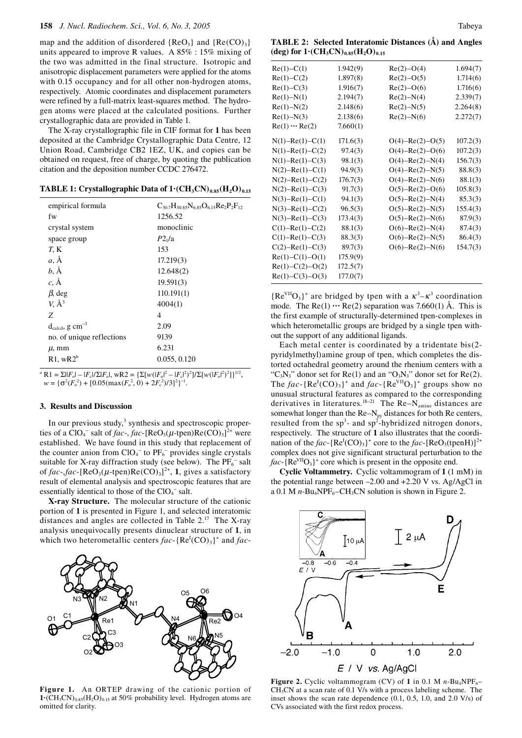map and the addition of disordered $\{ReO_3\}$ and $\{Re(CO)_3\}$ units appeared to improve R values. A 85% : 15% mixing of the two was admitted in the final structure. Isotropic and anisotropic displacement parameters were applied for the atoms with 0.15 occupancy and for all other non-hydrogen atoms, respectively. Atomic coordinates and displacement parameters were refined by a full-matrix least-squares method. The hydrogen atoms were placed at the calculated positions. Further crystallographic data are provided in Table 1.

The X-ray crystallographic file in CIF format for **1** has been deposited at the Cambridge Crystallographic Data Centre, 12 Union Road, Cambridge CB2 1EZ, UK, and copies can be obtained on request, free of charge, by quoting the publication citation and the deposition number CCDC 276472.

**TABLE 1: Crystallographic Data of $1\cdot(CH_3CN)_{0.85}(H_2O)_{0.15}$**

| | |
|---|---|
| empirical formula | $C_{30.7}H_{30.85}N_{6.85}O_{6.15}Re_2P_2F_{12}$ |
| fw | 1256.52 |
| crystal system | monoclinic |
| space group | $P2_1/a$ |
| $T$, K | 153 |
| $a$, Å | 17.219(3) |
| $b$, Å | 12.648(2) |
| $c$, Å | 19.591(3) |
| $\beta$, deg | 110.191(1) |
| $V$, Å$^3$ | 4004(1) |
| $Z$ | 4 |
| $d_{calcd}$, g cm$^{-3}$ | 2.09 |
| no. of unique reflections | 9139 |
| $\mu$, mm | 6.231 |
| R1, wR2[b] | 0.055, 0.120 |

[a] $R1 = \Sigma||F_o| - |F_c||/\Sigma|F_o|$, $wR2 = \{\Sigma[w(|F_o|^2 - |F_c|^2)^2]/\Sigma[w(|F_o|^2)^2]\}^{1/2}$, $w = \{\sigma^2(F_o^2) + [0.05(\max(F_o^2, 0) + 2F_c^2)/3]^2\}^{-1}$.

### 3. Results and Discussion

In our previous study,[3] synthesis and spectroscopic properties of a $ClO_4^-$ salt of *fac*-, *fac*-$[ReO_3(\mu\text{-tpen})Re(CO)_3]^{2+}$ were established. We have found in this study that replacement of the counter anion from $ClO_4^-$ to $PF_6^-$ provides single crystals suitable for X-ray diffraction study (see below). The $PF_6^-$ salt of *fac*-,*fac*-$[ReO_3(\mu\text{-tpen})Re(CO)_3]^{2+}$, **1**, gives a satisfactory result of elemental analysis and spectroscopic features that are essentially identical to those of the $ClO_4^-$ salt.

**X-ray Structure.** The molecular structure of the cationic portion of **1** is presented in Figure 1, and selected interatomic distances and angles are collected in Table 2.[17] The X-ray analysis unequivocally presents dinuclear structure of **1**, in which two heterometallic centers *fac*-$\{Re^I(CO)_3\}^+$ and *fac*-$\{Re^{VII}O_3\}^+$ are bridged by tpen with a $\kappa^3$–$\kappa^3$ coordination mode. The Re(1) ··· Re(2) separation was 7.660(1) Å. This is the first example of structurally-determined tpen-complexes in which heterometallic groups are bridged by a single tpen without the support of any additional ligands.

**Figure 1.** An ORTEP drawing of the cationic portion of $1\cdot(CH_3CN)_{0.85}(H_2O)_{0.15}$ at 50% probability level. Hydrogen atoms are omitted for clarity.

**TABLE 2: Selected Interatomic Distances (Å) and Angles (deg) for $1\cdot(CH_3CN)_{0.85}(H_2O)_{0.15}$**

| | | | |
|---|---|---|---|
| Re(1)–C(1) | 1.942(9) | Re(2)–O(4) | 1.694(7) |
| Re(1)–C(2) | 1.897(8) | Re(2)–O(5) | 1.714(6) |
| Re(1)–C(3) | 1.916(7) | Re(2)–O(6) | 1.716(6) |
| Re(1)–N(1) | 2.194(7) | Re(2)–N(4) | 2.339(7) |
| Re(1)–N(2) | 2.148(6) | Re(2)–N(5) | 2.264(8) |
| Re(1)–N(3) | 2.138(6) | Re(2)–N(6) | 2.272(7) |
| Re(1) ··· Re(2) | 7.660(1) | | |
| N(1)–Re(1)–C(1) | 171.6(3) | O(4)–Re(2)–O(5) | 107.2(3) |
| N(1)–Re(1)–C(2) | 97.4(3) | O(4)–Re(2)–O(6) | 107.2(3) |
| N(1)–Re(1)–C(3) | 98.1(3) | O(4)–Re(2)–N(4) | 156.7(3) |
| N(2)–Re(1)–C(1) | 94.9(3) | O(4)–Re(2)–N(5) | 88.8(3) |
| N(2)–Re(1)–C(2) | 176.7(3) | O(4)–Re(2)–N(6) | 88.1(3) |
| N(2)–Re(1)–C(3) | 91.7(3) | O(5)–Re(2)–O(6) | 105.8(3) |
| N(3)–Re(1)–C(1) | 94.1(3) | O(5)–Re(2)–N(4) | 85.3(3) |
| N(3)–Re(1)–C(2) | 96.5(3) | O(5)–Re(2)–N(5) | 155.4(3) |
| N(3)–Re(1)–C(3) | 173.4(3) | O(5)–Re(2)–N(6) | 87.9(3) |
| C(1)–Re(1)–C(2) | 88.1(3) | O(6)–Re(2)–N(4) | 87.4(3) |
| C(1)–Re(1)–C(3) | 88.3(3) | O(6)–Re(2)–N(5) | 86.4(3) |
| C(2)–Re(1)–C(3) | 89.7(3) | O(6)–Re(2)–N(6) | 154.7(3) |
| Re(1)–C(1)–O(1) | 175.9(9) | | |
| Re(1)–C(2)–O(2) | 172.5(7) | | |
| Re(1)–C(3)–O(3) | 177.0(7) | | |

Each metal center is coordinated by a tridentate bis(2-pyridylmethyl)amine group of tpen, which completes the distorted octahedral geometry around the rhenium centers with a "$C_3N_3$" donor set for Re(1) and an "$O_3N_3$" donor set for Re(2). The *fac*-$\{Re^I(CO)_3\}^+$ and *fac*-$\{Re^{VII}O_3\}^+$ groups show no unusual structural features as compared to the corresponding derivatives in literatures.[18–21] The Re–N$_{amine}$ distances are somewhat longer than the Re–N$_{py}$ distances for both Re centers, resulted from the sp$^3$- and sp$^2$-hybridized nitrogen donors, respectively. The structure of **1** also illustrates that the coordination of the *fac*-$\{Re^I(CO)_3\}^+$ core to the *fac*-$[ReO_3(\text{tpenH})]^{2+}$ complex does not give significant structural perturbation to the *fac*-$\{Re^{VII}O_3\}^+$ core which is present in the opposite end.

**Cyclic Voltammetry.** Cyclic voltammogram of **1** (1 mM) in the potential range between –2.00 and +2.20 V vs. Ag/AgCl in a 0.1 M $n\text{-}Bu_4NPF_6$–$CH_3CN$ solution is shown in Figure 2.

**Figure 2.** Cyclic voltammogram (CV) of **1** in 0.1 M $n\text{-}Bu_4NPF_6$–$CH_3CN$ at a scan rate of 0.1 V/s with a process labeling scheme. The inset shows the scan rate dependence (0.1, 0.5, 1.0, and 2.0 V/s) of CVs associated with the first redox process.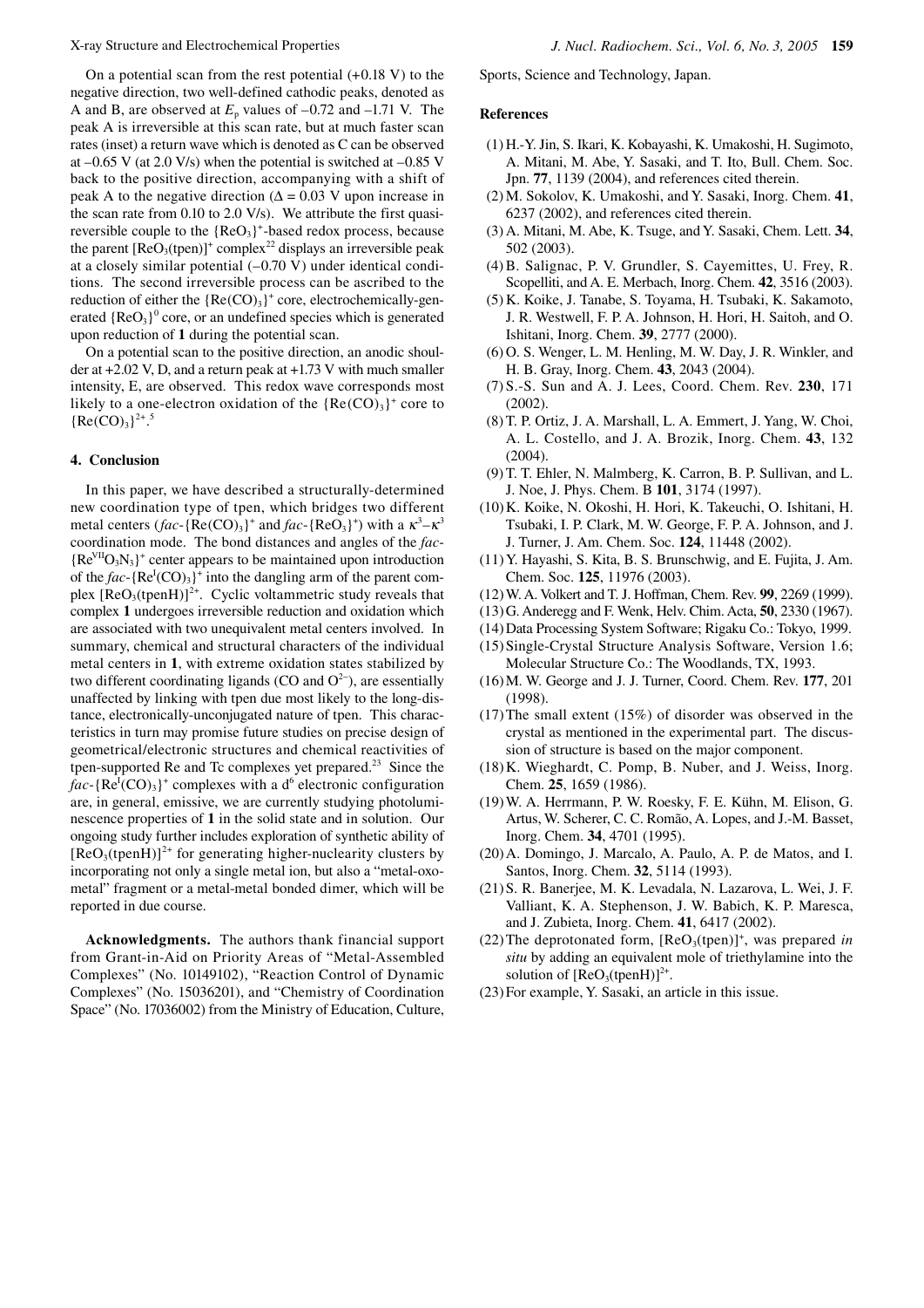On a potential scan from the rest potential (+0.18 V) to the negative direction, two well-defined cathodic peaks, denoted as A and B, are observed at $E_p$ values of –0.72 and –1.71 V. The peak A is irreversible at this scan rate, but at much faster scan rates (inset) a return wave which is denoted as C can be observed at –0.65 V (at 2.0 V/s) when the potential is switched at –0.85 V back to the positive direction, accompanying with a shift of peak A to the negative direction (Δ = 0.03 V upon increase in the scan rate from 0.10 to 2.0 V/s). We attribute the first quasi-reversible couple to the $\{ReO_3\}^+$-based redox process, because the parent $[ReO_3(tpen)]^+$ complex[22] displays an irreversible peak at a closely similar potential (–0.70 V) under identical conditions. The second irreversible process can be ascribed to the reduction of either the $\{Re(CO)_3\}^+$ core, electrochemically-generated $\{ReO_3\}^0$ core, or an undefined species which is generated upon reduction of **1** during the potential scan.

On a potential scan to the positive direction, an anodic shoulder at +2.02 V, D, and a return peak at +1.73 V with much smaller intensity, E, are observed. This redox wave corresponds most likely to a one-electron oxidation of the $\{Re(CO)_3\}^+$ core to $\{Re(CO)_3\}^{2+}$.[5]

## 4. Conclusion

In this paper, we have described a structurally-determined new coordination type of tpen, which bridges two different metal centers (*fac*-$\{Re(CO)_3\}^+$ and *fac*-$\{ReO_3\}^+$) with a $\kappa^3$–$\kappa^3$ coordination mode. The bond distances and angles of the *fac*-$\{Re^{VII}O_3N_3\}^+$ center appears to be maintained upon introduction of the *fac*-$\{Re^{I}(CO)_3\}^+$ into the dangling arm of the parent complex $[ReO_3(tpenH)]^{2+}$. Cyclic voltammetric study reveals that complex **1** undergoes irreversible reduction and oxidation which are associated with two unequivalent metal centers involved. In summary, chemical and structural characters of the individual metal centers in **1**, with extreme oxidation states stabilized by two different coordinating ligands (CO and $O^{2-}$), are essentially unaffected by linking with tpen due most likely to the long-distance, electronically-unconjugated nature of tpen. This characteristics in turn may promise future studies on precise design of geometrical/electronic structures and chemical reactivities of tpen-supported Re and Tc complexes yet prepared.[23] Since the *fac*-$\{Re^{I}(CO)_3\}^+$ complexes with a $d^6$ electronic configuration are, in general, emissive, we are currently studying photoluminescence properties of **1** in the solid state and in solution. Our ongoing study further includes exploration of synthetic ability of $[ReO_3(tpenH)]^{2+}$ for generating higher-nuclearity clusters by incorporating not only a single metal ion, but also a "metal-oxo-metal" fragment or a metal-metal bonded dimer, which will be reported in due course.

**Acknowledgments.** The authors thank financial support from Grant-in-Aid on Priority Areas of "Metal-Assembled Complexes" (No. 10149102), "Reaction Control of Dynamic Complexes" (No. 15036201), and "Chemistry of Coordination Space" (No. 17036002) from the Ministry of Education, Culture, Sports, Science and Technology, Japan.

## References

(1) H.-Y. Jin, S. Ikari, K. Kobayashi, K. Umakoshi, H. Sugimoto, A. Mitani, M. Abe, Y. Sasaki, and T. Ito, Bull. Chem. Soc. Jpn. **77**, 1139 (2004), and references cited therein.

(2) M. Sokolov, K. Umakoshi, and Y. Sasaki, Inorg. Chem. **41**, 6237 (2002), and references cited therein.

(3) A. Mitani, M. Abe, K. Tsuge, and Y. Sasaki, Chem. Lett. **34**, 502 (2003).

(4) B. Salignac, P. V. Grundler, S. Cayemittes, U. Frey, R. Scopelliti, and A. E. Merbach, Inorg. Chem. **42**, 3516 (2003).

(5) K. Koike, J. Tanabe, S. Toyama, H. Tsubaki, K. Sakamoto, J. R. Westwell, F. P. A. Johnson, H. Hori, H. Saitoh, and O. Ishitani, Inorg. Chem. **39**, 2777 (2000).

(6) O. S. Wenger, L. M. Henling, M. W. Day, J. R. Winkler, and H. B. Gray, Inorg. Chem. **43**, 2043 (2004).

(7) S.-S. Sun and A. J. Lees, Coord. Chem. Rev. **230**, 171 (2002).

(8) T. P. Ortiz, J. A. Marshall, L. A. Emmert, J. Yang, W. Choi, A. L. Costello, and J. A. Brozik, Inorg. Chem. **43**, 132 (2004).

(9) T. T. Ehler, N. Malmberg, K. Carron, B. P. Sullivan, and L. J. Noe, J. Phys. Chem. B **101**, 3174 (1997).

(10) K. Koike, N. Okoshi, H. Hori, K. Takeuchi, O. Ishitani, H. Tsubaki, I. P. Clark, M. W. George, F. P. A. Johnson, and J. J. Turner, J. Am. Chem. Soc. **124**, 11448 (2002).

(11) Y. Hayashi, S. Kita, B. S. Brunschwig, and E. Fujita, J. Am. Chem. Soc. **125**, 11976 (2003).

(12) W. A. Volkert and T. J. Hoffman, Chem. Rev. **99**, 2269 (1999).

(13) G. Anderegg and F. Wenk, Helv. Chim. Acta, **50**, 2330 (1967).

(14) Data Processing System Software; Rigaku Co.: Tokyo, 1999.

(15) Single-Crystal Structure Analysis Software, Version 1.6; Molecular Structure Co.: The Woodlands, TX, 1993.

(16) M. W. George and J. J. Turner, Coord. Chem. Rev. **177**, 201 (1998).

(17) The small extent (15%) of disorder was observed in the crystal as mentioned in the experimental part. The discussion of structure is based on the major component.

(18) K. Wieghardt, C. Pomp, B. Nuber, and J. Weiss, Inorg. Chem. **25**, 1659 (1986).

(19) W. A. Herrmann, P. W. Roesky, F. E. Kühn, M. Elison, G. Artus, W. Scherer, C. C. Romão, A. Lopes, and J.-M. Basset, Inorg. Chem. **34**, 4701 (1995).

(20) A. Domingo, J. Marcalo, A. Paulo, A. P. de Matos, and I. Santos, Inorg. Chem. **32**, 5114 (1993).

(21) S. R. Banerjee, M. K. Levadala, N. Lazarova, L. Wei, J. F. Valliant, K. A. Stephenson, J. W. Babich, K. P. Maresca, and J. Zubieta, Inorg. Chem. **41**, 6417 (2002).

(22) The deprotonated form, $[ReO_3(tpen)]^+$, was prepared *in situ* by adding an equivalent mole of triethylamine into the solution of $[ReO_3(tpenH)]^{2+}$.

(23) For example, Y. Sasaki, an article in this issue.